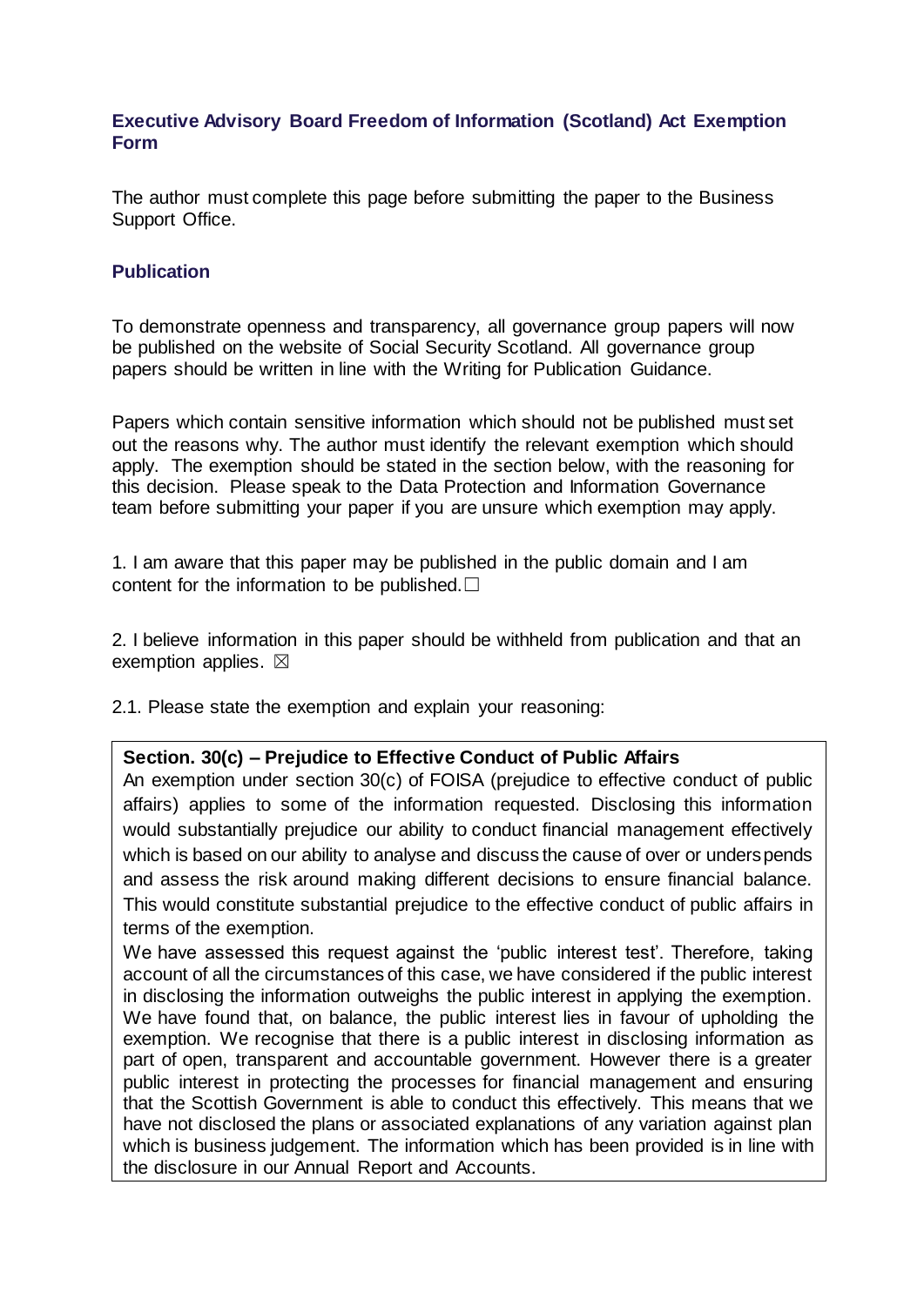### Executive Advisory Board Freedom of Information (Scotland) Act Exemption Form

The author must complete this page before submitting the paper to the Business Support Office.

### Publication

To demonstrate openness and transparency, all governance group papers will now be published on the website of Social Security Scotland. All governance group papers should be written in line with the Writing for Publication Guidance.

Papers which contain sensitive information which should not be published must set out the reasons why. The author must identify the relevant exemption which should apply. The exemption should be stated in the section below, with the reasoning for this decision. Please speak to the Data Protection and Information Governance team before submitting your paper if you are unsure which exemption may apply.

1. I am aware that this paper may be published in the public domain and I am content for the information to be published. ☐

2. I believe information in this paper should be withheld from publication and that an exemption applies. ☒

2.1. Please state the exemption and explain your reasoning:

**Section. 30(c) – Prejudice to Effective Conduct of Public Affairs**

An exemption under section 30(c) of FOISA (prejudice to effective conduct of public affairs) applies to some of the information requested. Disclosing this information would substantially prejudice our ability to conduct financial management effectively which is based on our ability to analyse and discuss the cause of over or underspends and assess the risk around making different decisions to ensure financial balance. This would constitute substantial prejudice to the effective conduct of public affairs in terms of the exemption.

We have assessed this request against the 'public interest test'. Therefore, taking account of all the circumstances of this case, we have considered if the public interest in disclosing the information outweighs the public interest in applying the exemption. We have found that, on balance, the public interest lies in favour of upholding the exemption. We recognise that there is a public interest in disclosing information as part of open, transparent and accountable government. However there is a greater public interest in protecting the processes for financial management and ensuring that the Scottish Government is able to conduct this effectively. This means that we have not disclosed the plans or associated explanations of any variation against plan which is business judgement. The information which has been provided is in line with the disclosure in our Annual Report and Accounts.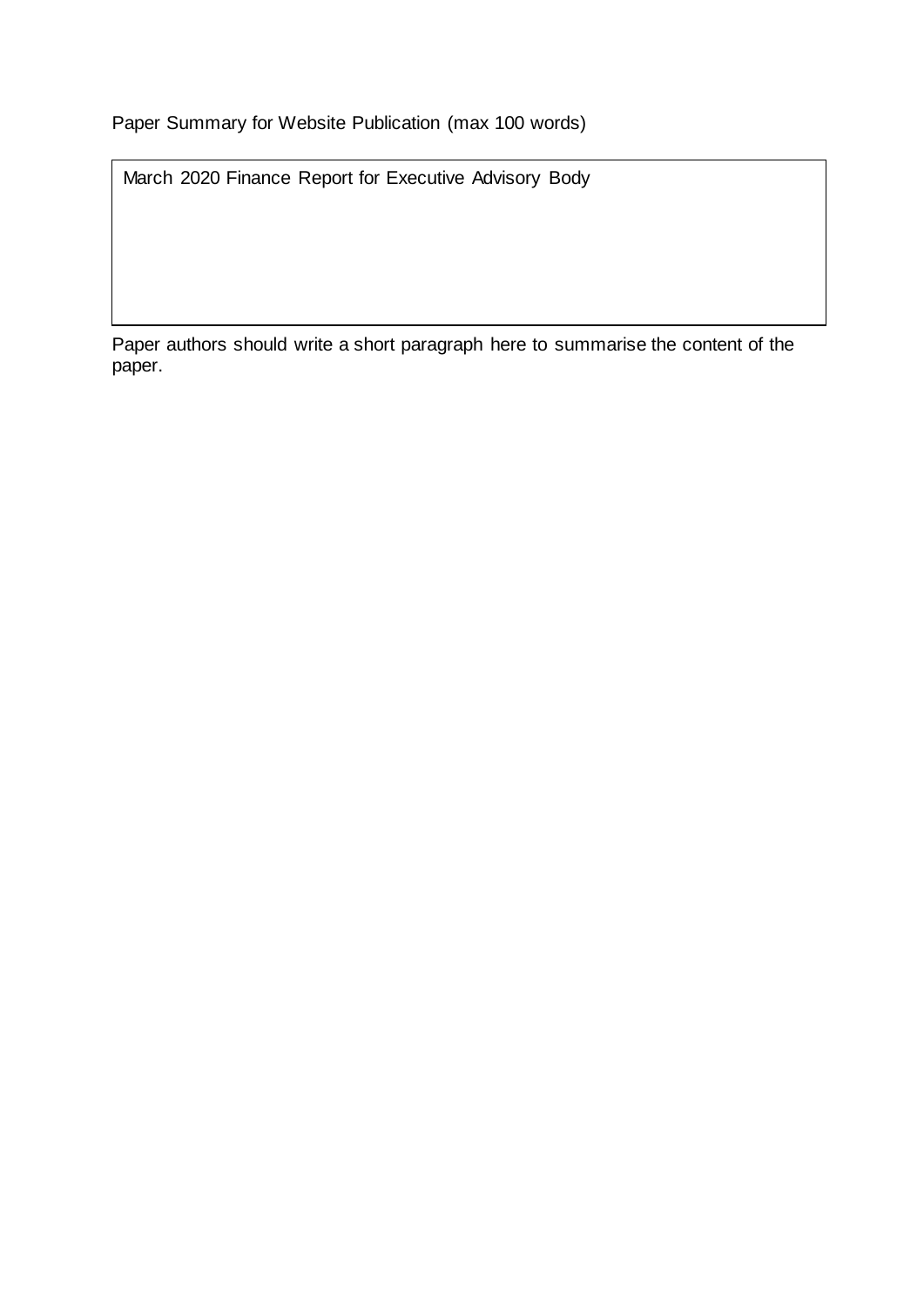Paper Summary for Website Publication (max 100 words)

| |
|---|
| March 2020 Finance Report for Executive Advisory Body |

Paper authors should write a short paragraph here to summarise the content of the paper.